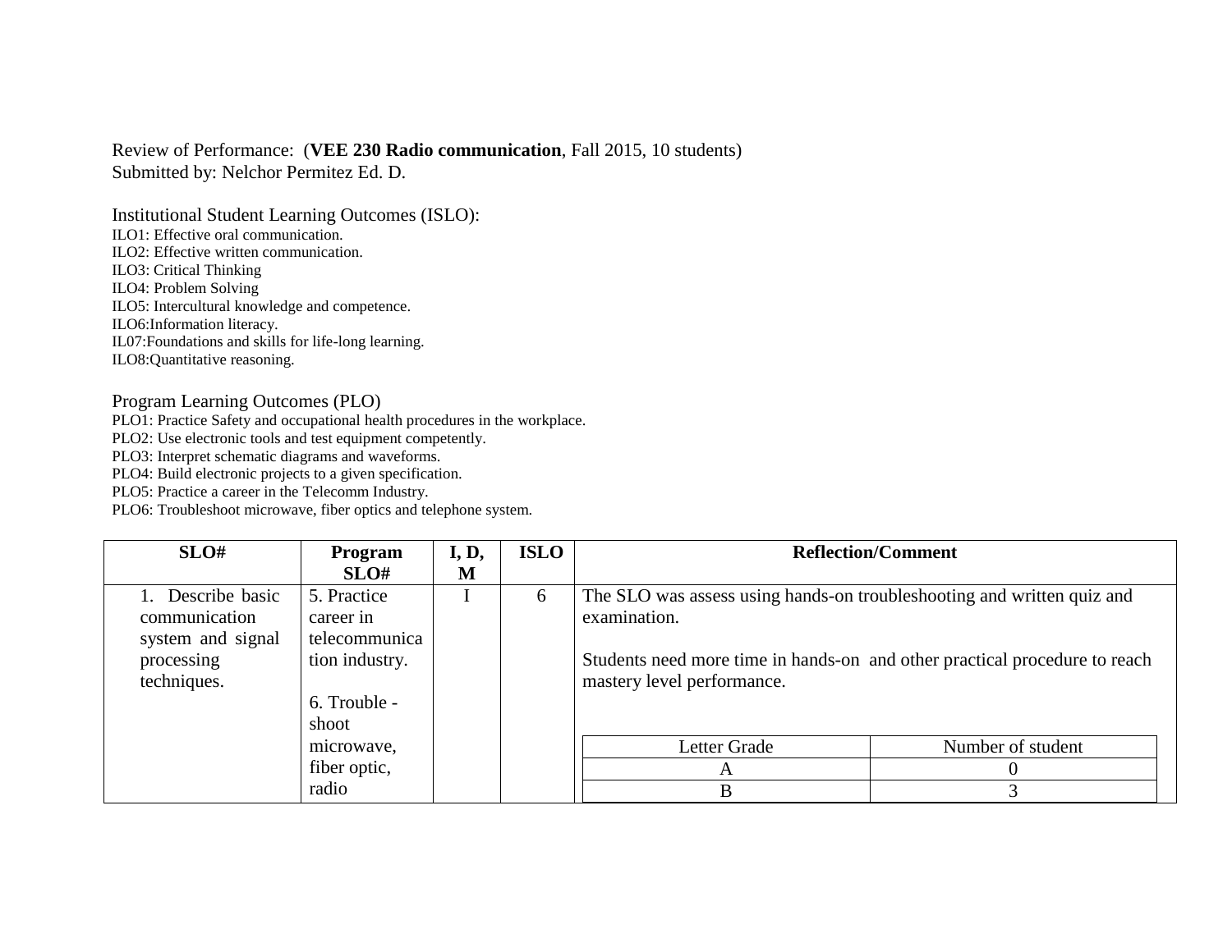Review of Performance: (**VEE 230 Radio communication**, Fall 2015, 10 students)
Submitted by: Nelchor Permitez Ed. D.

Institutional Student Learning Outcomes (ISLO):
ILO1: Effective oral communication.
ILO2: Effective written communication.
ILO3: Critical Thinking
ILO4: Problem Solving
ILO5: Intercultural knowledge and competence.
ILO6:Information literacy.
IL07:Foundations and skills for life-long learning.
ILO8:Quantitative reasoning.

Program Learning Outcomes (PLO)
PLO1: Practice Safety and occupational health procedures in the workplace.
PLO2: Use electronic tools and test equipment competently.
PLO3: Interpret schematic diagrams and waveforms.
PLO4: Build electronic projects to a given specification.
PLO5: Practice a career in the Telecomm Industry.
PLO6: Troubleshoot microwave, fiber optics and telephone system.

| SLO# | Program SLO# | I, D, M | ISLO | Reflection/Comment |
|---|---|---|---|---|
| 1. Describe basic communication system and signal processing techniques. | 5. Practice career in telecommunication industry.<br><br>6. Trouble - shoot microwave, fiber optic, radio | I | 6 | The SLO was assess using hands-on troubleshooting and written quiz and examination.<br><br>Students need more time in hands-on and other practical procedure to reach mastery level performance. |

| Letter Grade | Number of student |
|---|---|
| A | 0 |
| B | 3 |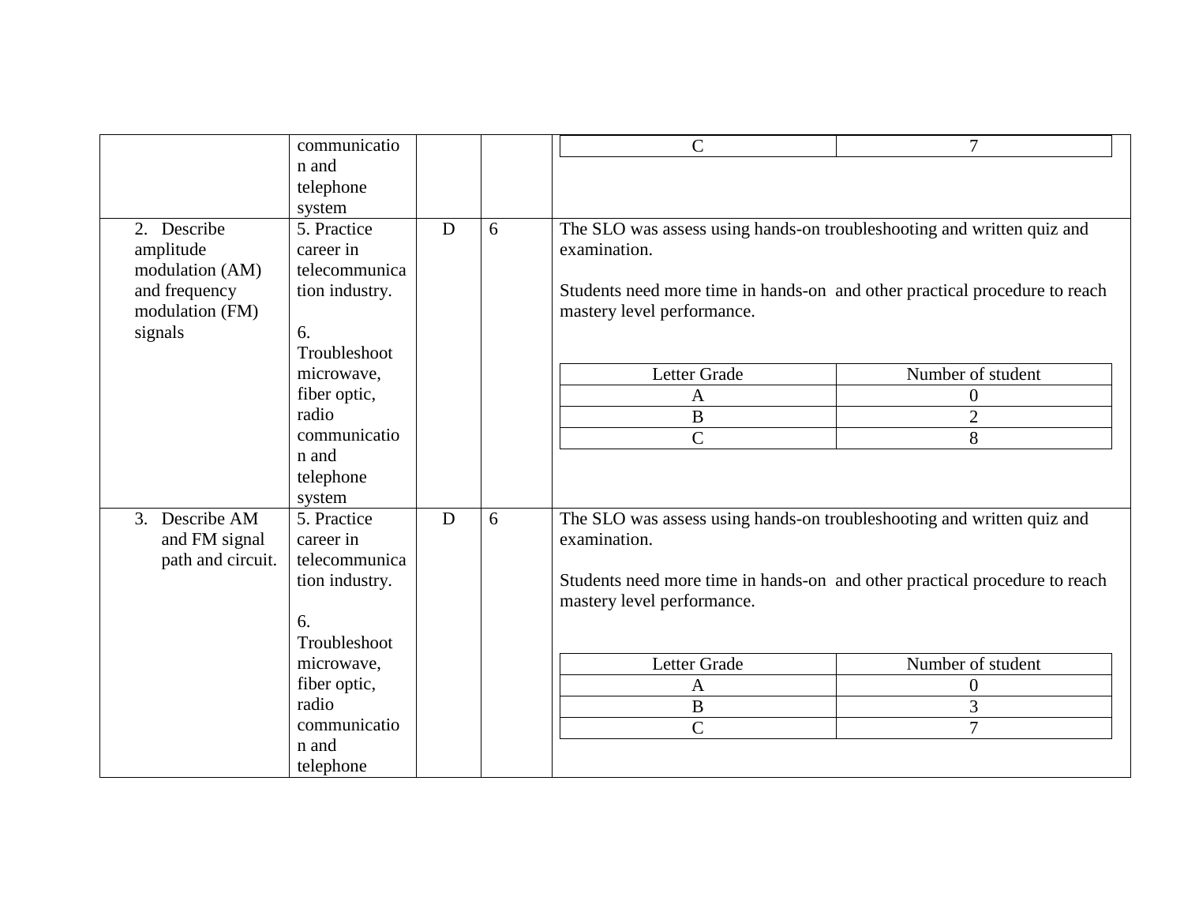| | | | | |
|---|---|---|---|---|
| | communication and telephone system | | | <table><tr><td>C</td><td>7</td></tr></table> |
| 2. Describe amplitude modulation (AM) and frequency modulation (FM) signals | 5. Practice career in telecommunication industry.<br><br>6. Troubleshoot microwave, fiber optic, radio communication and telephone system | D | 6 | The SLO was assess using hands-on troubleshooting and written quiz and examination.<br><br>Students need more time in hands-on and other practical procedure to reach mastery level performance.<br><br><table><tr><th>Letter Grade</th><th>Number of student</th></tr><tr><td>A</td><td>0</td></tr><tr><td>B</td><td>2</td></tr><tr><td>C</td><td>8</td></tr></table> |
| 3. Describe AM and FM signal path and circuit. | 5. Practice career in telecommunication industry.<br><br>6. Troubleshoot microwave, fiber optic, radio communication and telephone | D | 6 | The SLO was assess using hands-on troubleshooting and written quiz and examination.<br><br>Students need more time in hands-on and other practical procedure to reach mastery level performance.<br><br><table><tr><th>Letter Grade</th><th>Number of student</th></tr><tr><td>A</td><td>0</td></tr><tr><td>B</td><td>3</td></tr><tr><td>C</td><td>7</td></tr></table> |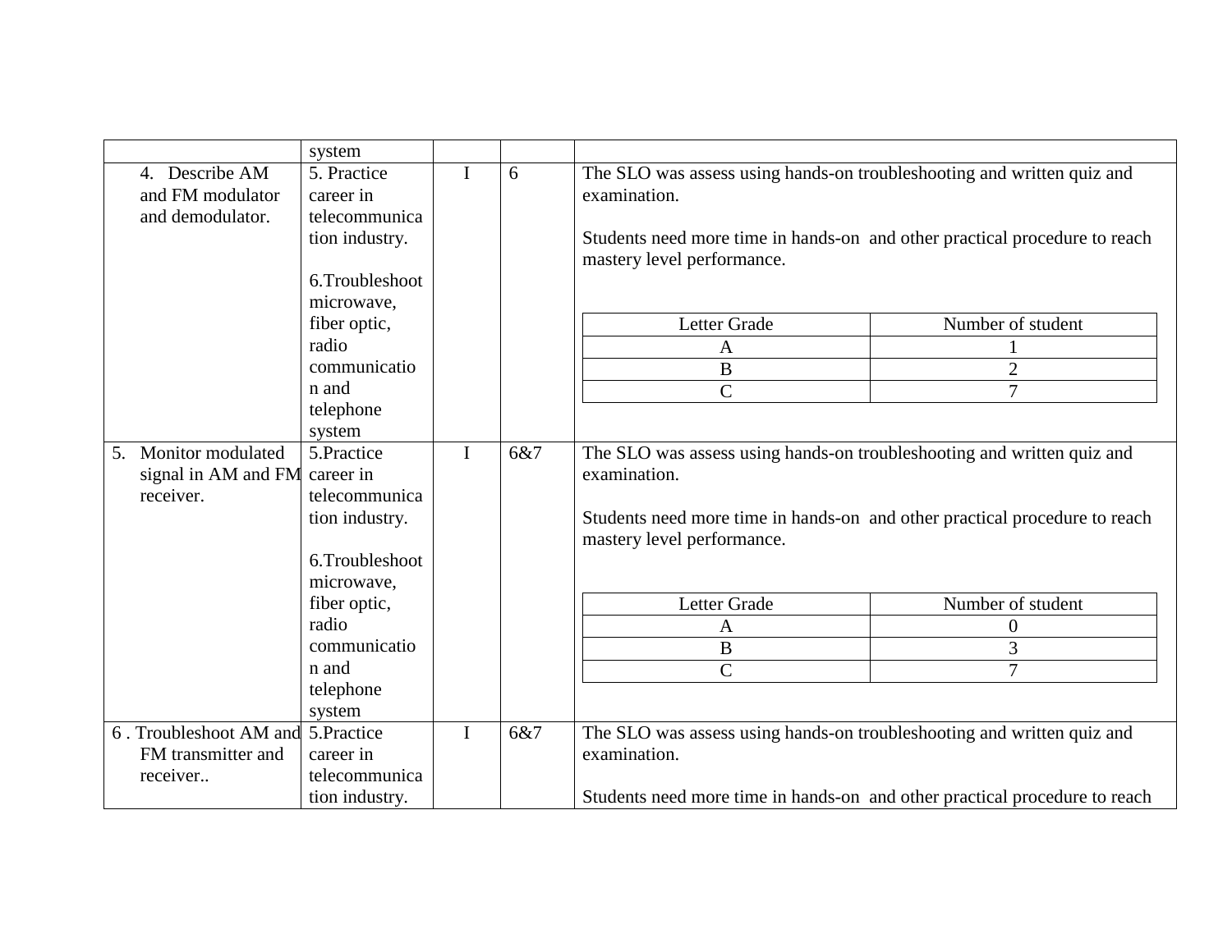| | | | | |
|---|---|---|---|---|
| | system | | | |
| 4. Describe AM and FM modulator and demodulator. | 5. Practice career in telecommunication industry.<br><br>6.Troubleshoot microwave, fiber optic, radio communication and telephone system | I | 6 | The SLO was assess using hands-on troubleshooting and written quiz and examination.<br><br>Students need more time in hands-on and other practical procedure to reach mastery level performance.<br><br>Letter Grade: A – Number of student: 1<br>Letter Grade: B – Number of student: 2<br>Letter Grade: C – Number of student: 7 |
| 5. Monitor modulated signal in AM and FM receiver. | 5.Practice career in telecommunication industry.<br><br>6.Troubleshoot microwave, fiber optic, radio communication and telephone system | I | 6&7 | The SLO was assess using hands-on troubleshooting and written quiz and examination.<br><br>Students need more time in hands-on and other practical procedure to reach mastery level performance.<br><br>Letter Grade: A – Number of student: 0<br>Letter Grade: B – Number of student: 3<br>Letter Grade: C – Number of student: 7 |
| 6 . Troubleshoot AM and FM transmitter and receiver.. | 5.Practice career in telecommunication industry. | I | 6&7 | The SLO was assess using hands-on troubleshooting and written quiz and examination.<br><br>Students need more time in hands-on and other practical procedure to reach |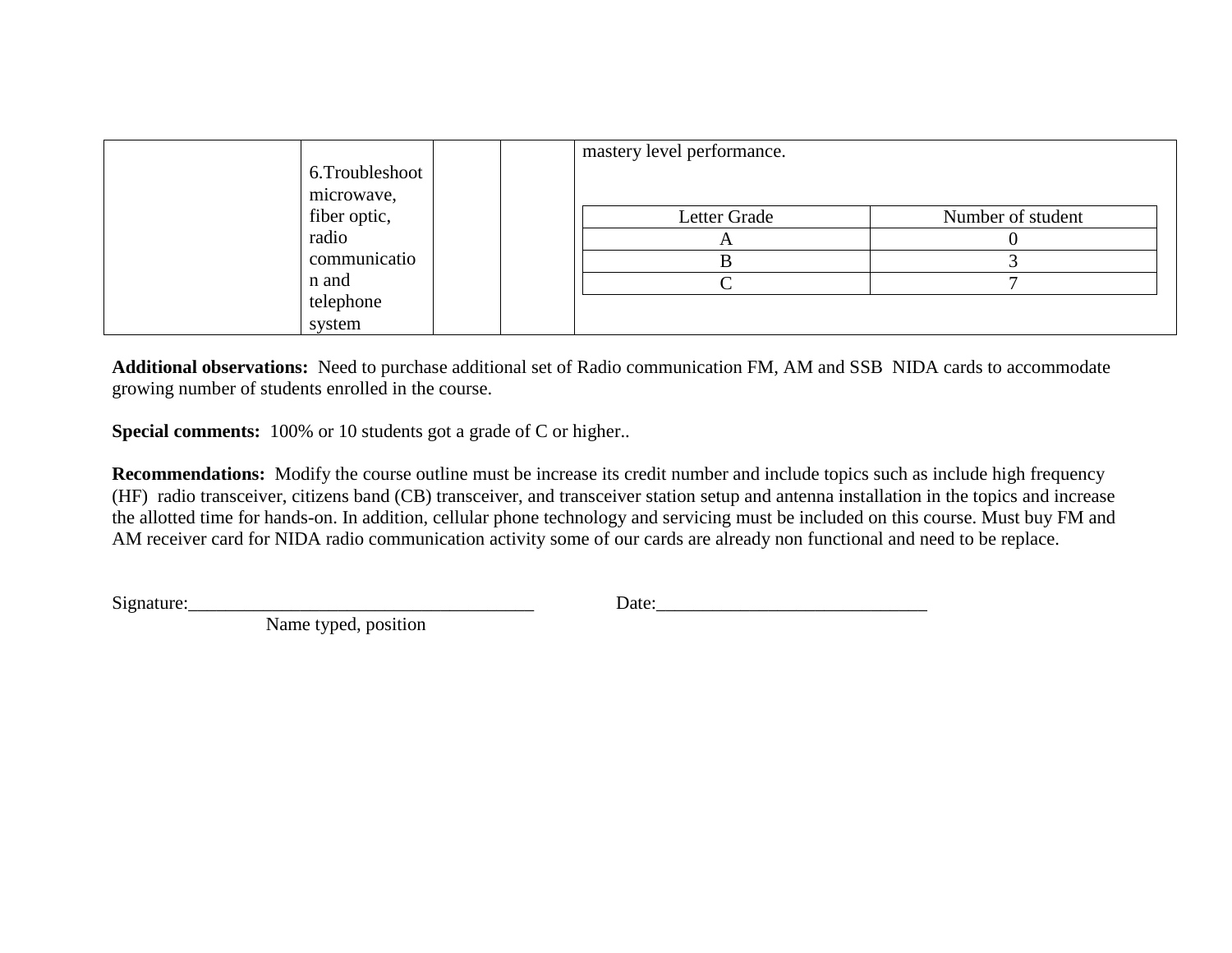| | | | | |
|---|---|---|---|---|
| | 6.Troubleshoot microwave, fiber optic, radio communication and telephone system | | | mastery level performance. |

| Letter Grade | Number of student |
|---|---|
| A | 0 |
| B | 3 |
| C | 7 |

**Additional observations:** Need to purchase additional set of Radio communication FM, AM and SSB NIDA cards to accommodate growing number of students enrolled in the course.

**Special comments:** 100% or 10 students got a grade of C or higher..

**Recommendations:** Modify the course outline must be increase its credit number and include topics such as include high frequency (HF) radio transceiver, citizens band (CB) transceiver, and transceiver station setup and antenna installation in the topics and increase the allotted time for hands-on. In addition, cellular phone technology and servicing must be included on this course. Must buy FM and AM receiver card for NIDA radio communication activity some of our cards are already non functional and need to be replace.

Signature:______________________________________ Date:_____________________________

Name typed, position